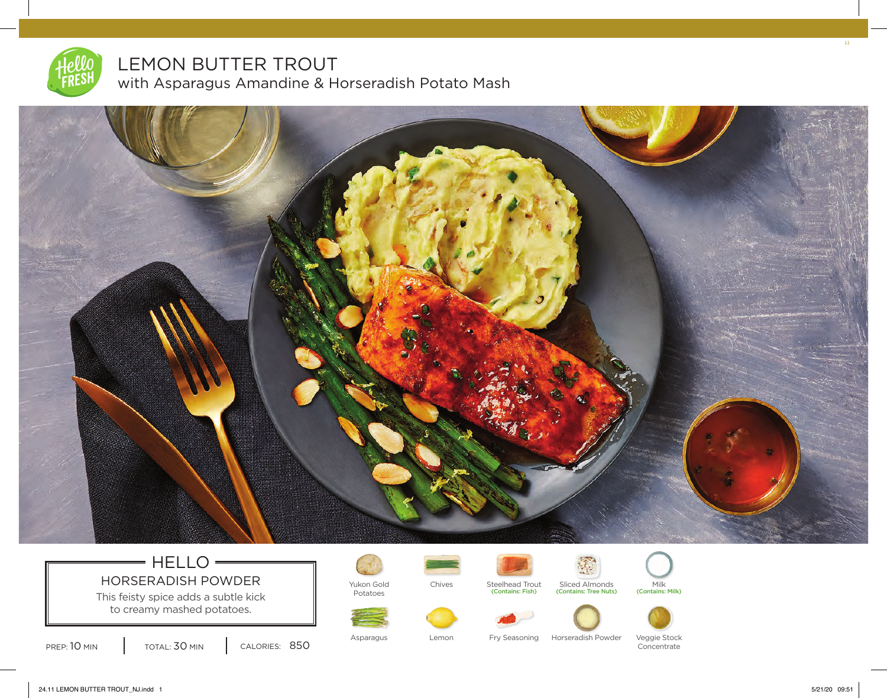# LEMON BUTTER TROUT

## with Asparagus Amandine & Horseradish Potato Mash

### HELLO

**HORSERADISH POWDER**

This feisty spice adds a subtle kick to creamy mashed potatoes.

PREP: 10 MIN | TOTAL: 30 MIN | CALORIES: 850

- Yukon Gold Potatoes
- Chives
- Steelhead Trout (Contains: Fish)
- Sliced Almonds (Contains: Tree Nuts)
- Milk (Contains: Milk)
- Asparagus
- Lemon
- Fry Seasoning
- Horseradish Powder
- Veggie Stock Concentrate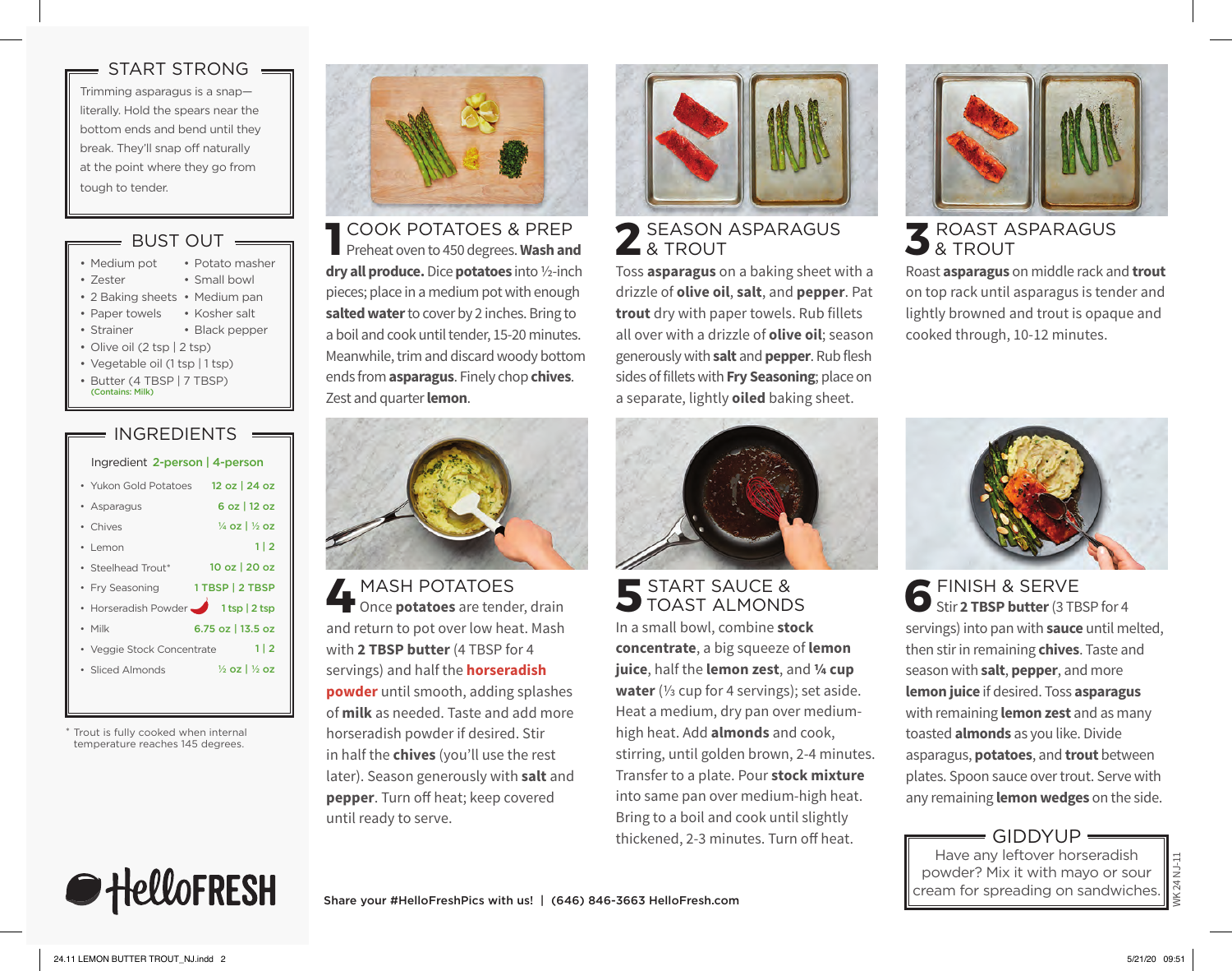## START STRONG

Trimming asparagus is a snap—literally. Hold the spears near the bottom ends and bend until they break. They'll snap off naturally at the point where they go from tough to tender.

## BUST OUT

- Medium pot
- Zester
- 2 Baking sheets
- Paper towels
- Strainer
- Olive oil (2 tsp | 2 tsp)
- Vegetable oil (1 tsp | 1 tsp)
- Butter (4 TBSP | 7 TBSP) (Contains: Milk)
- Potato masher
- Small bowl
- Medium pan
- Kosher salt
- Black pepper

## INGREDIENTS

| Ingredient | 2-person \| 4-person |
|---|---|
| Yukon Gold Potatoes | 12 oz \| 24 oz |
| Asparagus | 6 oz \| 12 oz |
| Chives | ¼ oz \| ½ oz |
| Lemon | 1 \| 2 |
| Steelhead Trout* | 10 oz \| 20 oz |
| Fry Seasoning | 1 TBSP \| 2 TBSP |
| Horseradish Powder | 1 tsp \| 2 tsp |
| Milk | 6.75 oz \| 13.5 oz |
| Veggie Stock Concentrate | 1 \| 2 |
| Sliced Almonds | ½ oz \| ½ oz |

\* Trout is fully cooked when internal temperature reaches 145 degrees.

HelloFRESH

## 1 COOK POTATOES & PREP

Preheat oven to 450 degrees. **Wash and dry all produce.** Dice **potatoes** into ½-inch pieces; place in a medium pot with enough **salted water** to cover by 2 inches. Bring to a boil and cook until tender, 15-20 minutes. Meanwhile, trim and discard woody bottom ends from **asparagus**. Finely chop **chives**. Zest and quarter **lemon**.

## 2 SEASON ASPARAGUS & TROUT

Toss **asparagus** on a baking sheet with a drizzle of **olive oil**, **salt**, and **pepper**. Pat **trout** dry with paper towels. Rub fillets all over with a drizzle of **olive oil**; season generously with **salt** and **pepper**. Rub flesh sides of fillets with **Fry Seasoning**; place on a separate, lightly **oiled** baking sheet.

## 3 ROAST ASPARAGUS & TROUT

Roast **asparagus** on middle rack and **trout** on top rack until asparagus is tender and lightly browned and trout is opaque and cooked through, 10-12 minutes.

## 4 MASH POTATOES

Once **potatoes** are tender, drain and return to pot over low heat. Mash with **2 TBSP butter** (4 TBSP for 4 servings) and half the **horseradish powder** until smooth, adding splashes of **milk** as needed. Taste and add more horseradish powder if desired. Stir in half the **chives** (you'll use the rest later). Season generously with **salt** and **pepper**. Turn off heat; keep covered until ready to serve.

## 5 START SAUCE & TOAST ALMONDS

In a small bowl, combine **stock concentrate**, a big squeeze of **lemon juice**, half the **lemon zest**, and **¼ cup water** (⅓ cup for 4 servings); set aside. Heat a medium, dry pan over medium-high heat. Add **almonds** and cook, stirring, until golden brown, 2-4 minutes. Transfer to a plate. Pour **stock mixture** into same pan over medium-high heat. Bring to a boil and cook until slightly thickened, 2-3 minutes. Turn off heat.

## 6 FINISH & SERVE

Stir **2 TBSP butter** (3 TBSP for 4 servings) into pan with **sauce** until melted, then stir in remaining **chives**. Taste and season with **salt**, **pepper**, and more **lemon juice** if desired. Toss **asparagus** with remaining **lemon zest** and as many toasted **almonds** as you like. Divide asparagus, **potatoes**, and **trout** between plates. Spoon sauce over trout. Serve with any remaining **lemon wedges** on the side.

## GIDDYUP

Have any leftover horseradish powder? Mix it with mayo or sour cream for spreading on sandwiches.

WK 24 NJ-11

Share your #HelloFreshPics with us! | (646) 846-3663 HelloFresh.com